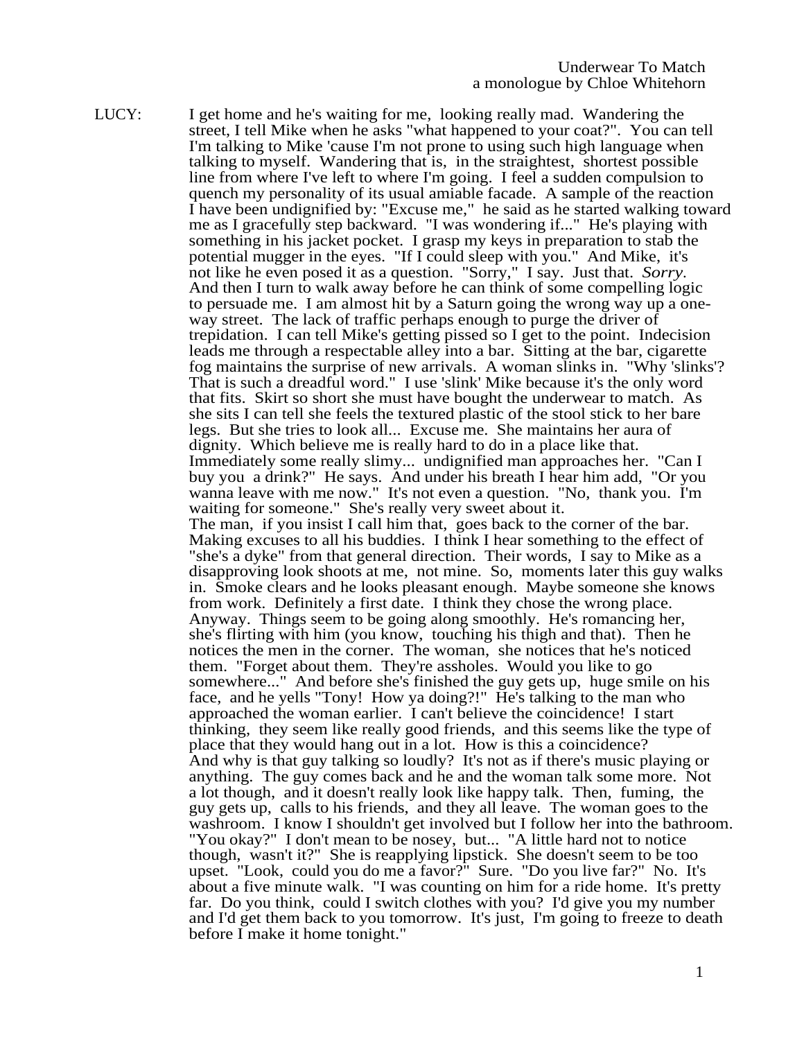Underwear To Match
a monologue by Chloe Whitehorn

LUCY: I get home and he's waiting for me, looking really mad. Wandering the street, I tell Mike when he asks "what happened to your coat?". You can tell I'm talking to Mike 'cause I'm not prone to using such high language when talking to myself. Wandering that is, in the straightest, shortest possible line from where I've left to where I'm going. I feel a sudden compulsion to quench my personality of its usual amiable facade. A sample of the reaction I have been undignified by: "Excuse me," he said as he started walking toward me as I gracefully step backward. "I was wondering if..." He's playing with something in his jacket pocket. I grasp my keys in preparation to stab the potential mugger in the eyes. "If I could sleep with you." And Mike, it's not like he even posed it as a question. "Sorry," I say. Just that. *Sorry.* And then I turn to walk away before he can think of some compelling logic to persuade me. I am almost hit by a Saturn going the wrong way up a one-way street. The lack of traffic perhaps enough to purge the driver of trepidation. I can tell Mike's getting pissed so I get to the point. Indecision leads me through a respectable alley into a bar. Sitting at the bar, cigarette fog maintains the surprise of new arrivals. A woman slinks in. "Why 'slinks'? That is such a dreadful word." I use 'slink' Mike because it's the only word that fits. Skirt so short she must have bought the underwear to match. As she sits I can tell she feels the textured plastic of the stool stick to her bare legs. But she tries to look all... Excuse me. She maintains her aura of dignity. Which believe me is really hard to do in a place like that. Immediately some really slimy... undignified man approaches her. "Can I buy you a drink?" He says. And under his breath I hear him add, "Or you wanna leave with me now." It's not even a question. "No, thank you. I'm waiting for someone." She's really very sweet about it.
The man, if you insist I call him that, goes back to the corner of the bar. Making excuses to all his buddies. I think I hear something to the effect of "she's a dyke" from that general direction. Their words, I say to Mike as a disapproving look shoots at me, not mine. So, moments later this guy walks in. Smoke clears and he looks pleasant enough. Maybe someone she knows from work. Definitely a first date. I think they chose the wrong place. Anyway. Things seem to be going along smoothly. He's romancing her, she's flirting with him (you know, touching his thigh and that). Then he notices the men in the corner. The woman, she notices that he's noticed them. "Forget about them. They're assholes. Would you like to go somewhere..." And before she's finished the guy gets up, huge smile on his face, and he yells "Tony! How ya doing?!" He's talking to the man who approached the woman earlier. I can't believe the coincidence! I start thinking, they seem like really good friends, and this seems like the type of place that they would hang out in a lot. How is this a coincidence? And why is that guy talking so loudly? It's not as if there's music playing or anything. The guy comes back and he and the woman talk some more. Not a lot though, and it doesn't really look like happy talk. Then, fuming, the guy gets up, calls to his friends, and they all leave. The woman goes to the washroom. I know I shouldn't get involved but I follow her into the bathroom. "You okay?" I don't mean to be nosey, but... "A little hard not to notice though, wasn't it?" She is reapplying lipstick. She doesn't seem to be too upset. "Look, could you do me a favor?" Sure. "Do you live far?" No. It's about a five minute walk. "I was counting on him for a ride home. It's pretty far. Do you think, could I switch clothes with you? I'd give you my number and I'd get them back to you tomorrow. It's just, I'm going to freeze to death before I make it home tonight."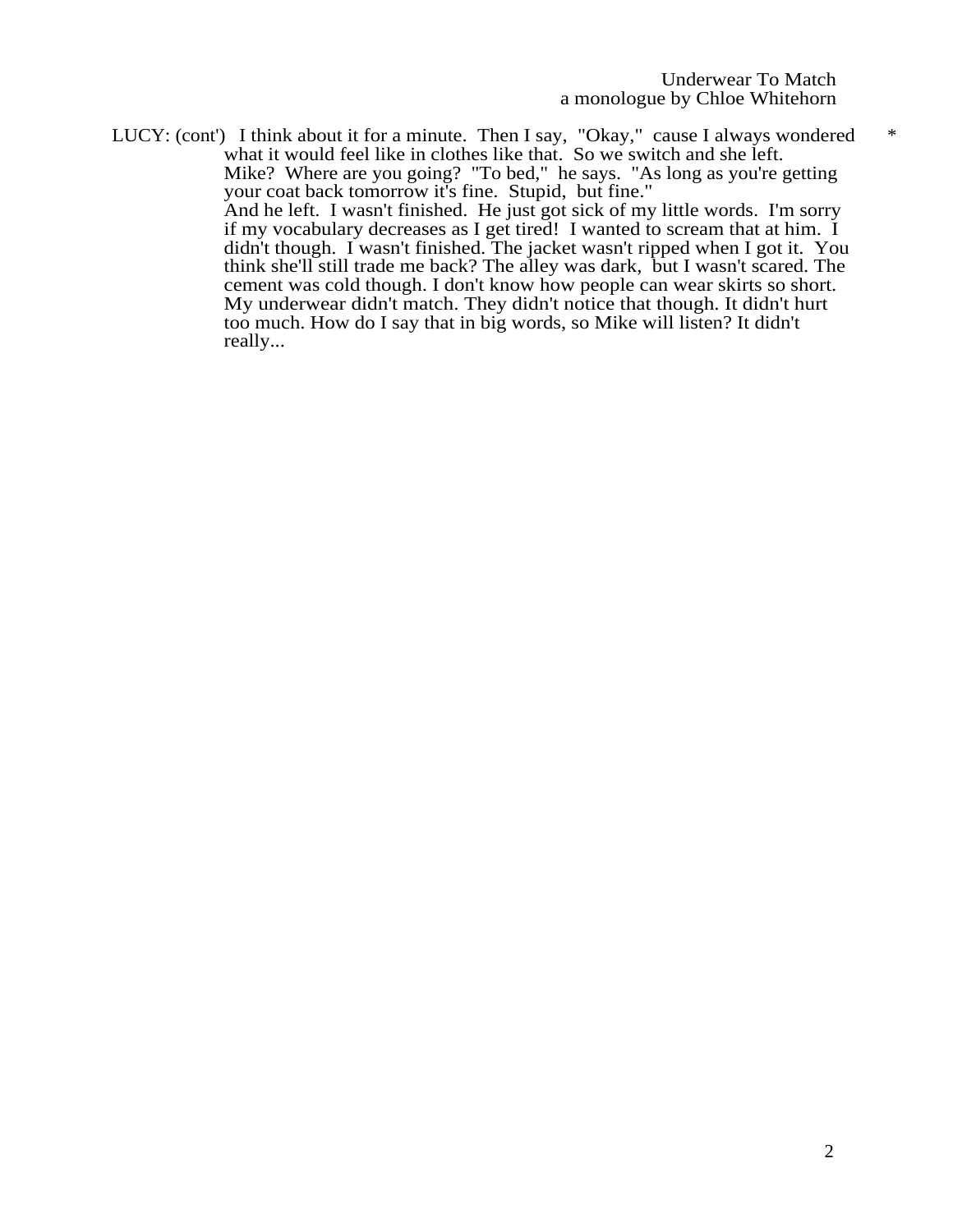LUCY: (cont') I think about it for a minute. Then I say, "Okay," cause I always wondered what it would feel like in clothes like that. So we switch and she left. Mike? Where are you going? "To bed," he says. "As long as you're getting your coat back tomorrow it's fine. Stupid, but fine." And he left. I wasn't finished. He just got sick of my little words. I'm sorry if my vocabulary decreases as I get tired! I wanted to scream that at him. I didn't though. I wasn't finished. The jacket wasn't ripped when I got it. You think she'll still trade me back? The alley was dark, but I wasn't scared. The cement was cold though. I don't know how people can wear skirts so short. My underwear didn't match. They didn't notice that though. It didn't hurt too much. How do I say that in big words, so Mike will listen? It didn't really... *